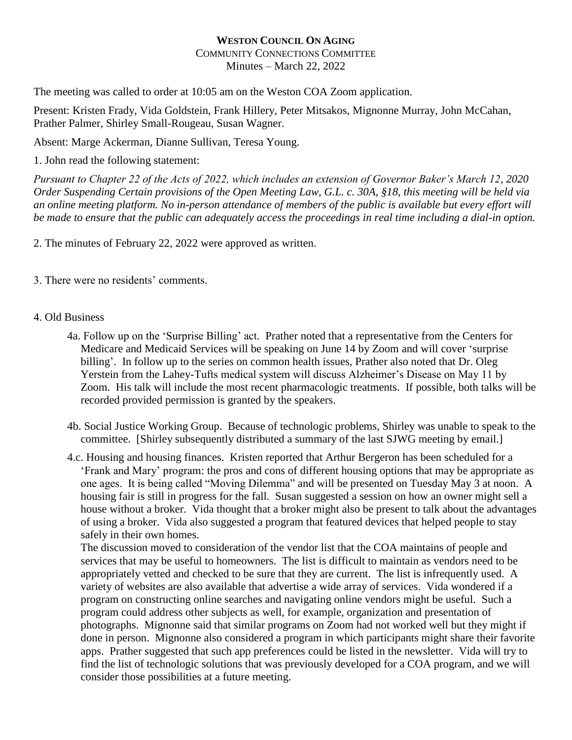**WESTON COUNCIL ON AGING**

COMMUNITY CONNECTIONS COMMITTEE

Minutes – March 22, 2022

The meeting was called to order at 10:05 am on the Weston COA Zoom application.

Present: Kristen Frady, Vida Goldstein, Frank Hillery, Peter Mitsakos, Mignonne Murray, John McCahan, Prather Palmer, Shirley Small-Rougeau, Susan Wagner.

Absent: Marge Ackerman, Dianne Sullivan, Teresa Young.

1. John read the following statement:

*Pursuant to Chapter 22 of the Acts of 2022, which includes an extension of Governor Baker's March 12, 2020 Order Suspending Certain provisions of the Open Meeting Law, G.L. c. 30A, §18, this meeting will be held via an online meeting platform. No in-person attendance of members of the public is available but every effort will be made to ensure that the public can adequately access the proceedings in real time including a dial-in option.*

2. The minutes of February 22, 2022 were approved as written.

3. There were no residents' comments.

4. Old Business

4a. Follow up on the 'Surprise Billing' act. Prather noted that a representative from the Centers for Medicare and Medicaid Services will be speaking on June 14 by Zoom and will cover 'surprise billing'. In follow up to the series on common health issues, Prather also noted that Dr. Oleg Yerstein from the Lahey-Tufts medical system will discuss Alzheimer's Disease on May 11 by Zoom. His talk will include the most recent pharmacologic treatments. If possible, both talks will be recorded provided permission is granted by the speakers.

4b. Social Justice Working Group. Because of technologic problems, Shirley was unable to speak to the committee. [Shirley subsequently distributed a summary of the last SJWG meeting by email.]

4.c. Housing and housing finances. Kristen reported that Arthur Bergeron has been scheduled for a 'Frank and Mary' program: the pros and cons of different housing options that may be appropriate as one ages. It is being called "Moving Dilemma" and will be presented on Tuesday May 3 at noon. A housing fair is still in progress for the fall. Susan suggested a session on how an owner might sell a house without a broker. Vida thought that a broker might also be present to talk about the advantages of using a broker. Vida also suggested a program that featured devices that helped people to stay safely in their own homes.

The discussion moved to consideration of the vendor list that the COA maintains of people and services that may be useful to homeowners. The list is difficult to maintain as vendors need to be appropriately vetted and checked to be sure that they are current. The list is infrequently used. A variety of websites are also available that advertise a wide array of services. Vida wondered if a program on constructing online searches and navigating online vendors might be useful. Such a program could address other subjects as well, for example, organization and presentation of photographs. Mignonne said that similar programs on Zoom had not worked well but they might if done in person. Mignonne also considered a program in which participants might share their favorite apps. Prather suggested that such app preferences could be listed in the newsletter. Vida will try to find the list of technologic solutions that was previously developed for a COA program, and we will consider those possibilities at a future meeting.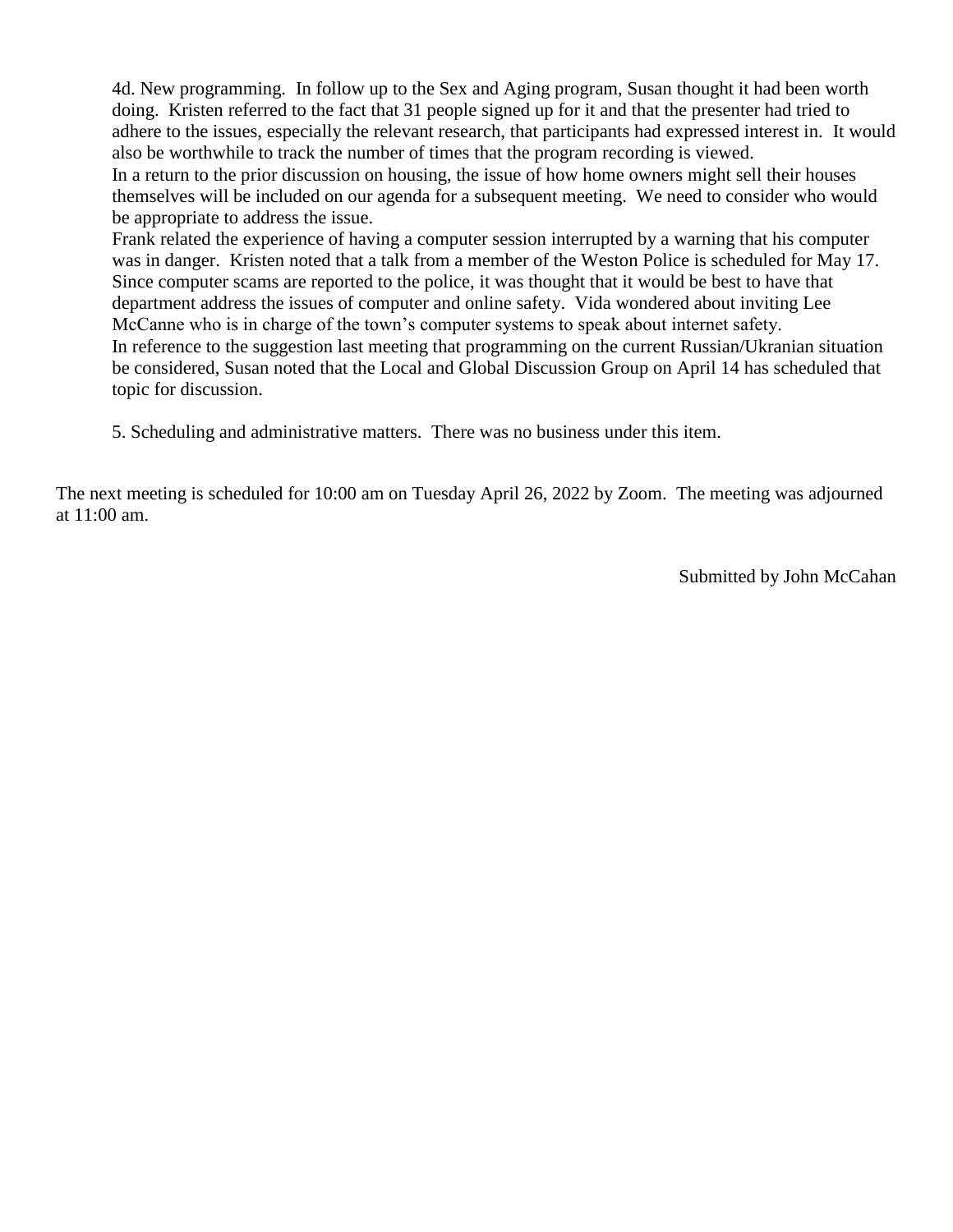4d. New programming. In follow up to the Sex and Aging program, Susan thought it had been worth doing. Kristen referred to the fact that 31 people signed up for it and that the presenter had tried to adhere to the issues, especially the relevant research, that participants had expressed interest in. It would also be worthwhile to track the number of times that the program recording is viewed.

In a return to the prior discussion on housing, the issue of how home owners might sell their houses themselves will be included on our agenda for a subsequent meeting. We need to consider who would be appropriate to address the issue.

Frank related the experience of having a computer session interrupted by a warning that his computer was in danger. Kristen noted that a talk from a member of the Weston Police is scheduled for May 17. Since computer scams are reported to the police, it was thought that it would be best to have that department address the issues of computer and online safety. Vida wondered about inviting Lee McCanne who is in charge of the town's computer systems to speak about internet safety.

In reference to the suggestion last meeting that programming on the current Russian/Ukranian situation be considered, Susan noted that the Local and Global Discussion Group on April 14 has scheduled that topic for discussion.

5. Scheduling and administrative matters. There was no business under this item.

The next meeting is scheduled for 10:00 am on Tuesday April 26, 2022 by Zoom. The meeting was adjourned at 11:00 am.

Submitted by John McCahan